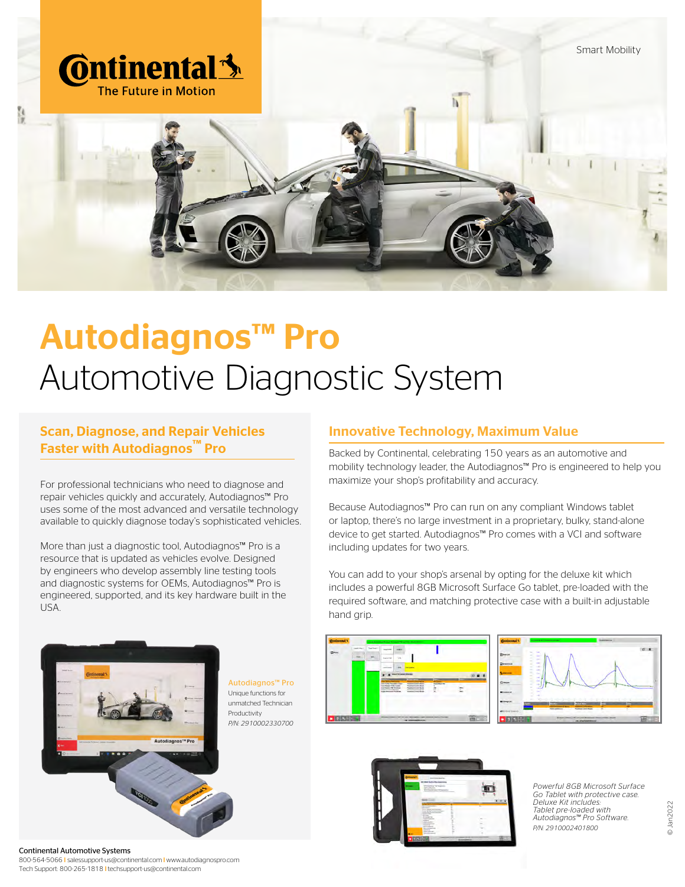Continental The Future in Motion

Smart Mobility

# Autodiagnos™ Pro

## Automotive Diagnostic System

### Scan, Diagnose, and Repair Vehicles Faster with Autodiagnos™ Pro

For professional technicians who need to diagnose and repair vehicles quickly and accurately, Autodiagnos™ Pro uses some of the most advanced and versatile technology available to quickly diagnose today's sophisticated vehicles.

More than just a diagnostic tool, Autodiagnos™ Pro is a resource that is updated as vehicles evolve. Designed by engineers who develop assembly line testing tools and diagnostic systems for OEMs, Autodiagnos™ Pro is engineered, supported, and its key hardware built in the USA.

Autodiagnos™ Pro
Unique functions for unmatched Technician Productivity
P/N: 2910002330700

### Innovative Technology, Maximum Value

Backed by Continental, celebrating 150 years as an automotive and mobility technology leader, the Autodiagnos™ Pro is engineered to help you maximize your shop's profitability and accuracy.

Because Autodiagnos™ Pro can run on any compliant Windows tablet or laptop, there's no large investment in a proprietary, bulky, stand-alone device to get started. Autodiagnos™ Pro comes with a VCI and software including updates for two years.

You can add to your shop's arsenal by opting for the deluxe kit which includes a powerful 8GB Microsoft Surface Go tablet, pre-loaded with the required software, and matching protective case with a built-in adjustable hand grip.

*Powerful 8GB Microsoft Surface Go Tablet with protective case. Deluxe Kit includes: Tablet pre-loaded with Autodiagnos™ Pro Software.*
*P/N: 2910002401800*

© Jan2022

**Continental Automotive Systems**
800-564-5066 | salessupport-us@continental.com | www.autodiagnospro.com
Tech Support: 800-265-1818 | techsupport-us@continental.com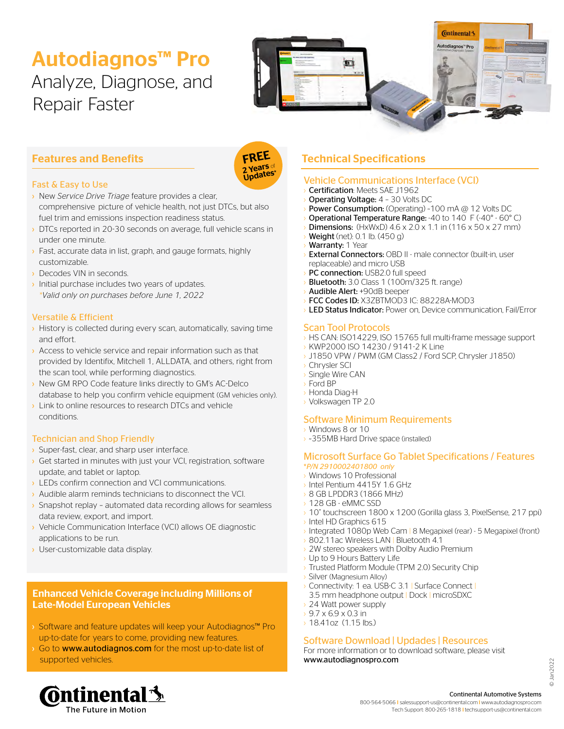# Autodiagnos™ Pro

Analyze, Diagnose, and Repair Faster

## Features and Benefits

**FREE 2 Years of Updates***

### Fast & Easy to Use

- New *Service Drive Triage* feature provides a clear, comprehensive picture of vehicle health, not just DTCs, but also fuel trim and emissions inspection readiness status.
- DTCs reported in 20-30 seconds on average, full vehicle scans in under one minute.
- Fast, accurate data in list, graph, and gauge formats, highly customizable.
- Decodes VIN in seconds.
- Initial purchase includes two years of updates.
  *\*Valid only on purchases before June 1, 2022*

### Versatile & Efficient

- History is collected during every scan, automatically, saving time and effort.
- Access to vehicle service and repair information such as that provided by Identifix, Mitchell 1, ALLDATA, and others, right from the scan tool, while performing diagnostics.
- New GM RPO Code feature links directly to GM's AC-Delco database to help you confirm vehicle equipment (GM vehicles only).
- Link to online resources to research DTCs and vehicle conditions.

### Technician and Shop Friendly

- Super-fast, clear, and sharp user interface.
- Get started in minutes with just your VCI, registration, software update, and tablet or laptop.
- LEDs confirm connection and VCI communications.
- Audible alarm reminds technicians to disconnect the VCI.
- Snapshot replay – automated data recording allows for seamless data review, export, and import.
- Vehicle Communication Interface (VCI) allows OE diagnostic applications to be run.
- User-customizable data display.

### Enhanced Vehicle Coverage including Millions of Late-Model European Vehicles

- Software and feature updates will keep your Autodiagnos™ Pro up-to-date for years to come, providing new features.
- Go to **www.autodiagnos.com** for the most up-to-date list of supported vehicles.

## Technical Specifications

### Vehicle Communications Interface (VCI)

- **Certification**: Meets SAE J1962
- **Operating Voltage:** 4 – 30 Volts DC
- **Power Consumption:** (Operating) ~100 mA @ 12 Volts DC
- **Operational Temperature Range:** -40 to 140 F (-40° - 60° C)
- **Dimensions:** (HxWxD) 4.6 x 2.0 x 1.1 in (116 x 50 x 27 mm)
- **Weight** (net): 0.1 lb. (450 g)
- **Warranty:** 1 Year
- **External Connectors:** OBD II - male connector (built-in, user replaceable) and micro USB
- **PC connection:** USB2.0 full speed
- **Bluetooth:** 3.0 Class 1 (100m/325 ft. range)
- **Audible Alert:** +90dB beeper
- **FCC Codes ID:** X3ZBTMOD3 IC: 88228A-MOD3
- **LED Status Indicator:** Power on, Device communication, Fail/Error

### Scan Tool Protocols

- HS CAN: ISO14229, ISO 15765 full multi-frame message support
- KWP2000 ISO 14230 / 9141-2 K Line
- J1850 VPW / PWM (GM Class2 / Ford SCP, Chrysler J1850)
- Chrysler SCI
- Single Wire CAN
- Ford BP
- Honda Diag-H
- Volkswagen TP 2.0

### Software Minimum Requirements

- Windows 8 or 10
- ~355MB Hard Drive space (installed)

### Microsoft Surface Go Tablet Specifications / Features

*\*P/N 2910002401800 only*

- Windows 10 Professional
- Intel Pentium 4415Y 1.6 GHz
- 8 GB LPDDR3 (1866 MHz)
- 128 GB - eMMC SSD
- 10" touchscreen 1800 x 1200 (Gorilla glass 3, PixelSense, 217 ppi)
- Intel HD Graphics 615
- Integrated 1080p Web Cam | 8 Megapixel (rear) - 5 Megapixel (front)
- 802.11ac Wireless LAN | Bluetooth 4.1
- 2W stereo speakers with Dolby Audio Premium
- Up to 9 Hours Battery Life
- Trusted Platform Module (TPM 2.0) Security Chip
- Silver (Magnesium Alloy)
- Connectivity: 1 ea. USB-C 3.1 | Surface Connect | 3.5 mm headphone output | Dock | microSDXC
- 24 Watt power supply
- 9.7 x 6.9 x 0.3 in
- 18.41oz (1.15 lbs.)

### Software Download | Updades | Resources

For more information or to download software, please visit **www.autodiagnospro.com**

Continental — The Future in Motion

**Continental Automotive Systems**
800-564-5066 | salessupport-us@continental.com | www.autodiagnospro.com
Tech Support 800-265-1818 | techsupport-us@continental.com

© Jan2022